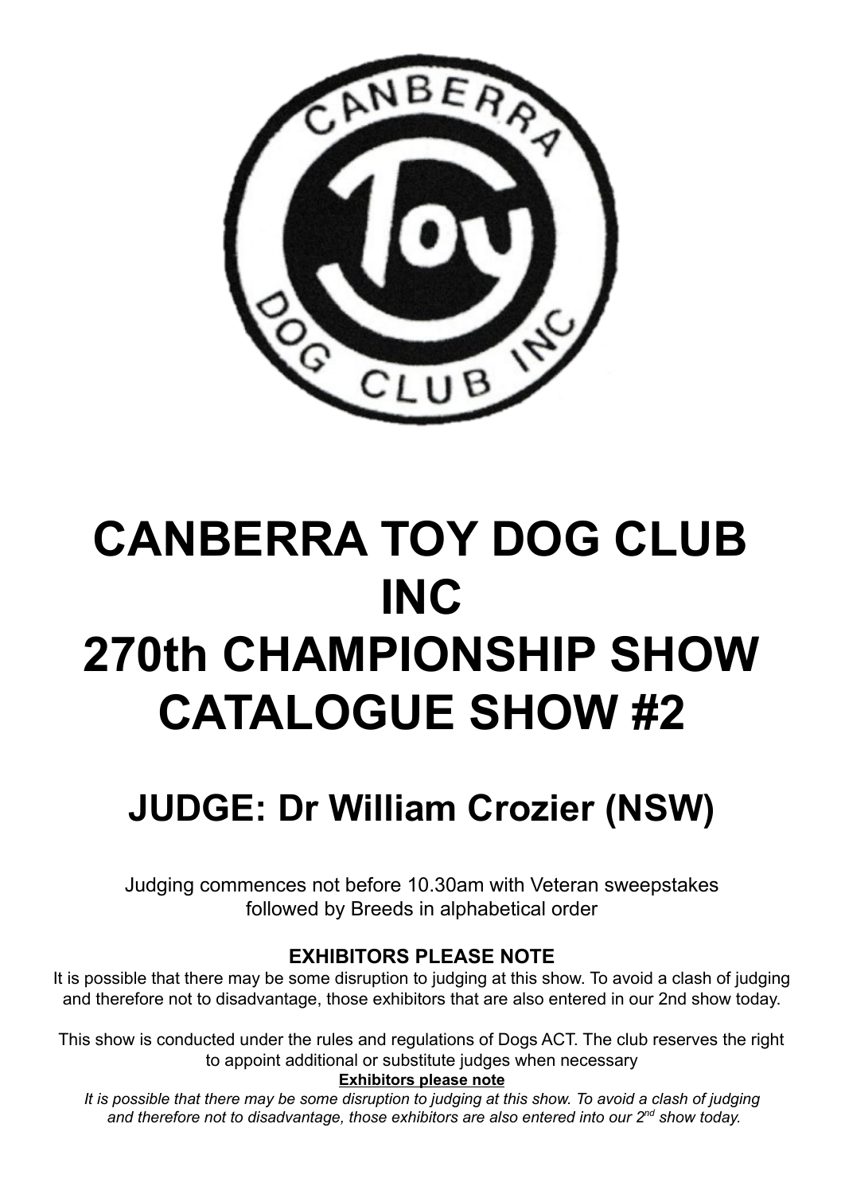# CANBERRA TOY DOG CLUB INC
# 270th CHAMPIONSHIP SHOW
# CATALOGUE SHOW #2

## JUDGE: Dr William Crozier (NSW)

Judging commences not before 10.30am with Veteran sweepstakes followed by Breeds in alphabetical order

**EXHIBITORS PLEASE NOTE**

It is possible that there may be some disruption to judging at this show. To avoid a clash of judging and therefore not to disadvantage, those exhibitors that are also entered in our 2nd show today.

This show is conducted under the rules and regulations of Dogs ACT. The club reserves the right to appoint additional or substitute judges when necessary

**Exhibitors please note**

*It is possible that there may be some disruption to judging at this show. To avoid a clash of judging and therefore not to disadvantage, those exhibitors are also entered into our 2nd show today.*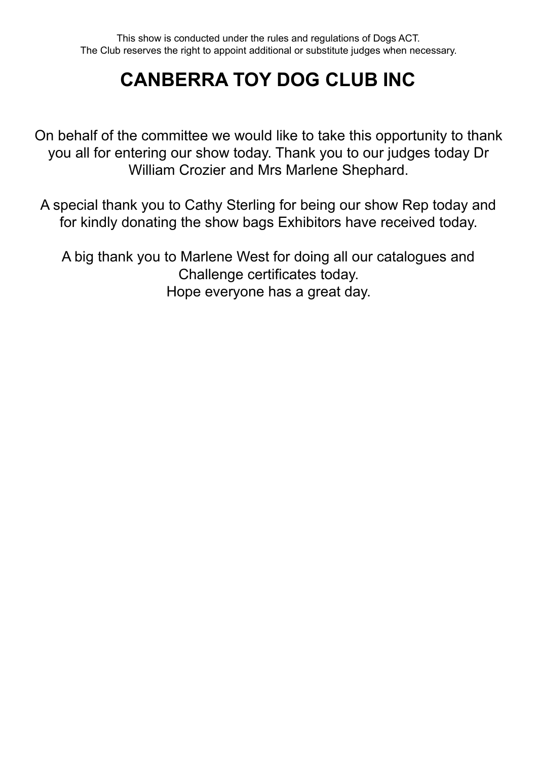This show is conducted under the rules and regulations of Dogs ACT.
The Club reserves the right to appoint additional or substitute judges when necessary.

# CANBERRA TOY DOG CLUB INC

On behalf of the committee we would like to take this opportunity to thank you all for entering our show today. Thank you to our judges today Dr William Crozier and Mrs Marlene Shephard.

A special thank you to Cathy Sterling for being our show Rep today and for kindly donating the show bags Exhibitors have received today.

A big thank you to Marlene West for doing all our catalogues and Challenge certificates today.
Hope everyone has a great day.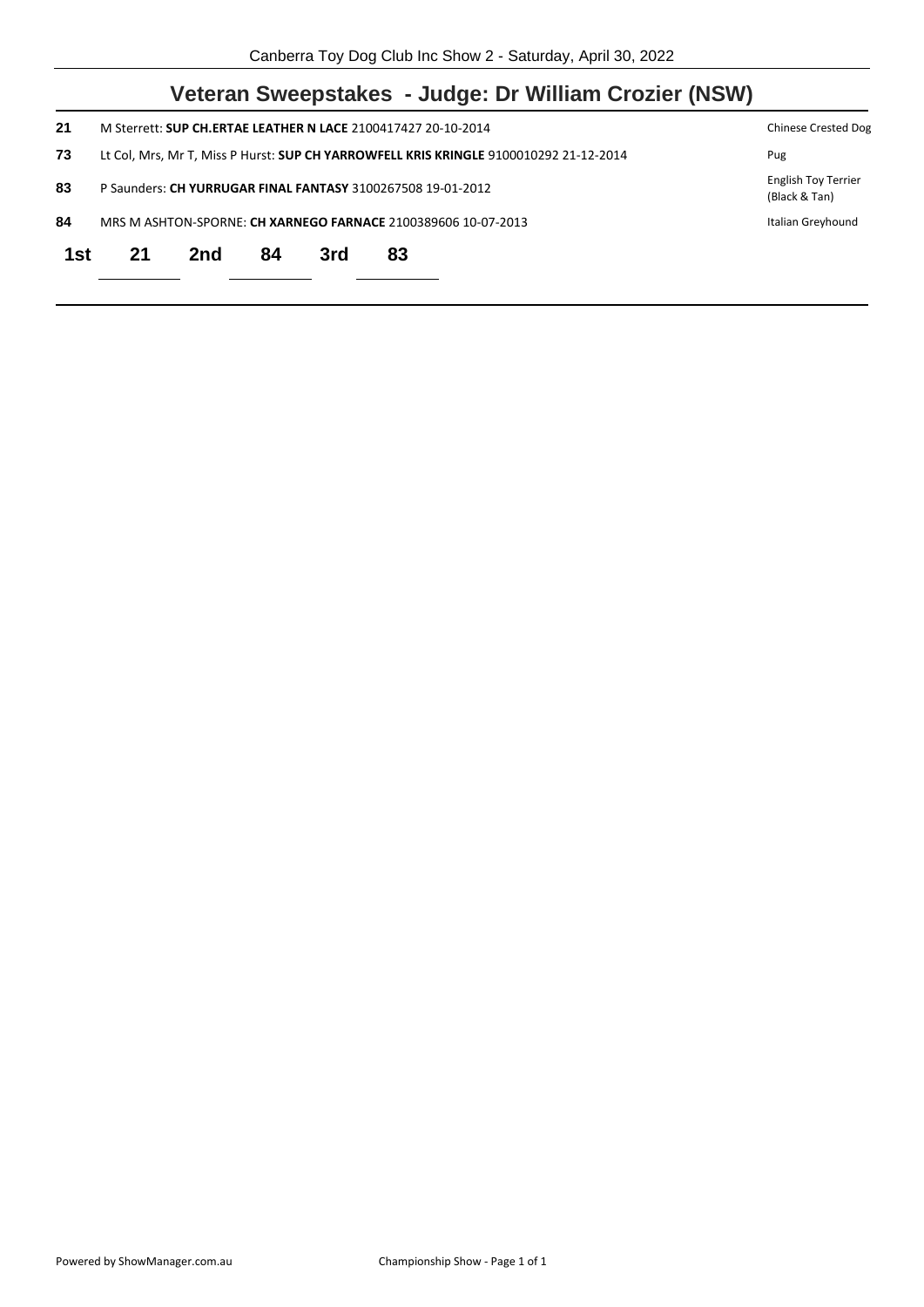## Veteran Sweepstakes - Judge: Dr William Crozier (NSW)

| | | |
|---|---|---|
| **21** | M Sterrett: **SUP CH.ERTAE LEATHER N LACE** 2100417427 20-10-2014 | Chinese Crested Dog |
| **73** | Lt Col, Mrs, Mr T, Miss P Hurst: **SUP CH YARROWFELL KRIS KRINGLE** 9100010292 21-12-2014 | Pug |
| **83** | P Saunders: **CH YURRUGAR FINAL FANTASY** 3100267508 19-01-2012 | English Toy Terrier (Black & Tan) |
| **84** | MRS M ASHTON-SPORNE: **CH XARNEGO FARNACE** 2100389606 10-07-2013 | Italian Greyhound |

**1st** 21 **2nd** 84 **3rd** 83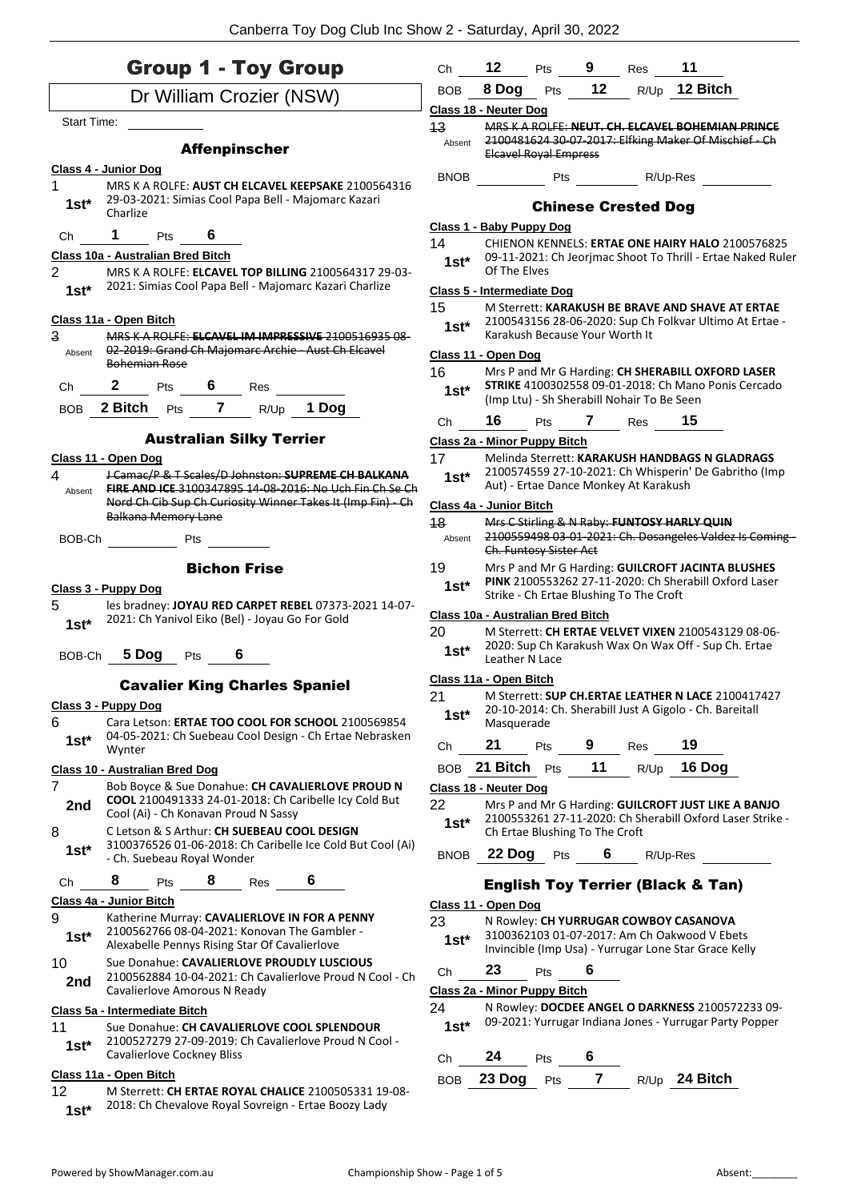# Group 1 - Toy Group

## Dr William Crozier (NSW)

Start Time:

### Affenpinscher

**Class 4 - Junior Dog**

1 — **1st*** — MRS K A ROLFE: **AUST CH ELCAVEL KEEPSAKE** 2100564316 29-03-2021: Simias Cool Papa Bell - Majomarc Kazari Charlize

Ch 1 Pts 6

**Class 10a - Australian Bred Bitch**

2 — **1st*** — MRS K A ROLFE: **ELCAVEL TOP BILLING** 2100564317 29-03-2021: Simias Cool Papa Bell - Majomarc Kazari Charlize

**Class 11a - Open Bitch**

3 — Absent — ~~MRS K A ROLFE: **ELCAVEL IM IMPRESSIVE** 2100516935 08-02-2019: Grand Ch Majomarc Archie - Aust Ch Elcavel Bohemian Rose~~

Ch 2 Pts 6 Res

BOB 2 Bitch Pts 7 R/Up 1 Dog

### Australian Silky Terrier

**Class 11 - Open Dog**

4 — Absent — ~~J Camac/P & T Scales/D Johnston: **SUPREME CH BALKANA FIRE AND ICE** 3100347895 14-08-2016: No Uch Fin Ch Se Ch Nord Ch Cib Sup Ch Curiosity Winner Takes It (Imp Fin) - Ch Balkana Memory Lane~~

BOB-Ch Pts

### Bichon Frise

**Class 3 - Puppy Dog**

5 — **1st*** — les bradney: **JOYAU RED CARPET REBEL** 07373-2021 14-07-2021: Ch Yanivol Eiko (Bel) - Joyau Go For Gold

BOB-Ch 5 Dog Pts 6

### Cavalier King Charles Spaniel

**Class 3 - Puppy Dog**

6 — **1st*** — Cara Letson: **ERTAE TOO COOL FOR SCHOOL** 2100569854 04-05-2021: Ch Suebeau Cool Design - Ch Ertae Nebrasken Wynter

**Class 10 - Australian Bred Dog**

7 — **2nd** — Bob Boyce & Sue Donahue: **CH CAVALIERLOVE PROUD N COOL** 2100491333 24-01-2018: Ch Caribelle Icy Cold But Cool (Ai) - Ch Konavan Proud N Sassy

8 — **1st*** — C Letson & S Arthur: **CH SUEBEAU COOL DESIGN** 3100376526 01-06-2018: Ch Caribelle Ice Cold But Cool (Ai) - Ch. Suebeau Royal Wonder

Ch 8 Pts 8 Res 6

**Class 4a - Junior Bitch**

9 — **1st*** — Katherine Murray: **CAVALIERLOVE IN FOR A PENNY** 2100562766 08-04-2021: Konovan The Gambler - Alexabelle Pennys Rising Star Of Cavalierlove

10 — **2nd** — Sue Donahue: **CAVALIERLOVE PROUDLY LUSCIOUS** 2100562884 10-04-2021: Ch Cavalierlove Proud N Cool - Ch Cavalierlove Amorous N Ready

**Class 5a - Intermediate Bitch**

11 — **1st*** — Sue Donahue: **CH CAVALIERLOVE COOL SPLENDOUR** 2100527279 27-09-2019: Ch Cavalierlove Proud N Cool - Cavalierlove Cockney Bliss

**Class 11a - Open Bitch**

12 — **1st*** — M Sterrett: **CH ERTAE ROYAL CHALICE** 2100505331 19-08-2018: Ch Chevalove Royal Sovreign - Ertae Boozy Lady

Ch 12 Pts 9 Res 11

BOB 8 Dog Pts 12 R/Up 12 Bitch

**Class 18 - Neuter Dog**

13 — Absent — ~~MRS K A ROLFE: **NEUT. CH. ELCAVEL BOHEMIAN PRINCE** 2100481624 30-07-2017: Elfking Maker Of Mischief - Ch Elcavel Royal Empress~~

BNOB Pts R/Up-Res

### Chinese Crested Dog

**Class 1 - Baby Puppy Dog**

14 — **1st*** — CHIENON KENNELS: **ERTAE ONE HAIRY HALO** 2100576825 09-11-2021: Ch Jeorjmac Shoot To Thrill - Ertae Naked Ruler Of The Elves

**Class 5 - Intermediate Dog**

15 — **1st*** — M Sterrett: **KARAKUSH BE BRAVE AND SHAVE AT ERTAE** 2100543156 28-06-2020: Sup Ch Folkvar Ultimo At Ertae - Karakush Because Your Worth It

**Class 11 - Open Dog**

16 — **1st*** — Mrs P and Mr G Harding: **CH SHERABILL OXFORD LASER STRIKE** 4100302558 09-01-2018: Ch Mano Ponis Cercado (Imp Ltu) - Sh Sherabill Nohair To Be Seen

Ch 16 Pts 7 Res 15

**Class 2a - Minor Puppy Bitch**

17 — **1st*** — Melinda Sterrett: **KARAKUSH HANDBAGS N GLADRAGS** 2100574559 27-10-2021: Ch Whisperin' De Gabritho (Imp Aut) - Ertae Dance Monkey At Karakush

**Class 4a - Junior Bitch**

18 — Absent — ~~Mrs C Stirling & N Raby: **FUNTOSY HARLY QUIN** 2100559498 03-01-2021: Ch. Dosangeles Valdez Is Coming - Ch. Funtosy Sister Act~~

19 — **1st*** — Mrs P and Mr G Harding: **GUILCROFT JACINTA BLUSHES PINK** 2100553262 27-11-2020: Ch Sherabill Oxford Laser Strike - Ch Ertae Blushing To The Croft

**Class 10a - Australian Bred Bitch**

20 — **1st*** — M Sterrett: **CH ERTAE VELVET VIXEN** 2100543129 08-06-2020: Sup Ch Karakush Wax On Wax Off - Sup Ch. Ertae Leather N Lace

**Class 11a - Open Bitch**

21 — **1st*** — M Sterrett: **SUP CH.ERTAE LEATHER N LACE** 2100417427 20-10-2014: Ch. Sherabill Just A Gigolo - Ch. Bareitall Masquerade

Ch 21 Pts 9 Res 19

BOB 21 Bitch Pts 11 R/Up 16 Dog

**Class 18 - Neuter Dog**

22 — **1st*** — Mrs P and Mr G Harding: **GUILCROFT JUST LIKE A BANJO** 2100553261 27-11-2020: Ch Sherabill Oxford Laser Strike - Ch Ertae Blushing To The Croft

BNOB 22 Dog Pts 6 R/Up-Res

### English Toy Terrier (Black & Tan)

**Class 11 - Open Dog**

23 — **1st*** — N Rowley: **CH YURRUGAR COWBOY CASANOVA** 3100362103 01-07-2017: Am Ch Oakwood V Ebets Invincible (Imp Usa) - Yurrugar Lone Star Grace Kelly

Ch 23 Pts 6

**Class 2a - Minor Puppy Bitch**

24 — **1st*** — N Rowley: **DOCDEE ANGEL O DARKNESS** 2100572233 09-09-2021: Yurrugar Indiana Jones - Yurrugar Party Popper

Ch 24 Pts 6

BOB 23 Dog Pts 7 R/Up 24 Bitch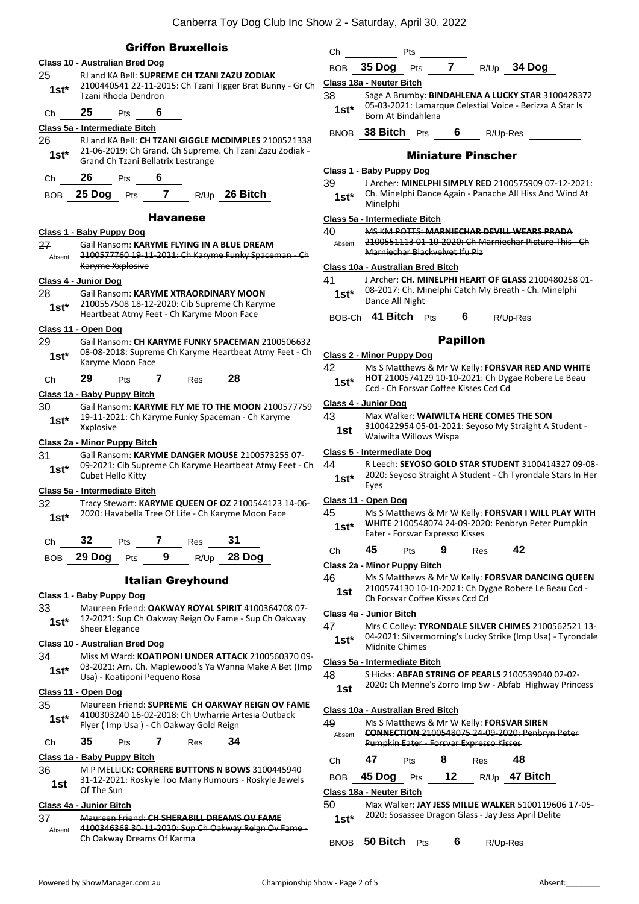## Griffon Bruxellois

**Class 10 - Australian Bred Dog**

25 **1st*** RJ and KA Bell: **SUPREME CH TZANI ZAZU ZODIAK** 2100440541 22-11-2015: Ch Tzani Tigger Brat Bunny - Gr Ch Tzani Rhoda Dendron

Ch **25** Pts **6**

**Class 5a - Intermediate Bitch**

26 **1st*** RJ and KA Bell: **CH TZANI GIGGLE MCDIMPLES** 2100521338 21-06-2019: Ch Grand. Ch Supreme. Ch Tzani Zazu Zodiak - Grand Ch Tzani Bellatrix Lestrange

Ch **26** Pts **6**

BOB **25 Dog** Pts **7** R/Up **26 Bitch**

## Havanese

**Class 1 - Baby Puppy Dog**

27 Absent ~~Gail Ransom: **KARYME FLYING IN A BLUE DREAM** 2100577760 19-11-2021: Ch Karyme Funky Spaceman - Ch Karyme Xxplosive~~

**Class 4 - Junior Dog**

28 **1st*** Gail Ransom: **KARYME XTRAORDINARY MOON** 2100557508 18-12-2020: Cib Supreme Ch Karyme Heartbeat Atmy Feet - Ch Karyme Moon Face

**Class 11 - Open Dog**

29 **1st*** Gail Ransom: **CH KARYME FUNKY SPACEMAN** 2100506632 08-08-2018: Supreme Ch Karyme Heartbeat Atmy Feet - Ch Karyme Moon Face

Ch **29** Pts **7** Res **28**

**Class 1a - Baby Puppy Bitch**

30 **1st*** Gail Ransom: **KARYME FLY ME TO THE MOON** 2100577759 19-11-2021: Ch Karyme Funky Spaceman - Ch Karyme Xxplosive

**Class 2a - Minor Puppy Bitch**

31 **1st*** Gail Ransom: **KARYME DANGER MOUSE** 2100573255 07-09-2021: Cib Supreme Ch Karyme Heartbeat Atmy Feet - Ch Cubet Hello Kitty

**Class 5a - Intermediate Bitch**

32 **1st*** Tracy Stewart: **KARYME QUEEN OF OZ** 2100544123 14-06-2020: Havabella Tree Of Life - Ch Karyme Moon Face

Ch **32** Pts **7** Res **31**

BOB **29 Dog** Pts **9** R/Up **28 Dog**

## Italian Greyhound

**Class 1 - Baby Puppy Dog**

33 **1st*** Maureen Friend: **OAKWAY ROYAL SPIRIT** 4100364708 07-12-2021: Sup Ch Oakway Reign Ov Fame - Sup Ch Oakway Sheer Elegance

**Class 10 - Australian Bred Dog**

34 **1st*** Miss M Ward: **KOATIPONI UNDER ATTACK** 2100560370 09-03-2021: Am. Ch. Maplewood's Ya Wanna Make A Bet (Imp Usa) - Koatiponi Pequeno Rosa

**Class 11 - Open Dog**

35 **1st*** Maureen Friend: **SUPREME CH OAKWAY REIGN OV FAME** 4100303240 16-02-2018: Ch Uwharrie Artesia Outback Flyer ( Imp Usa ) - Ch Oakway Gold Reign

Ch **35** Pts **7** Res **34**

**Class 1a - Baby Puppy Bitch**

36 **1st** M P MELLICK: **CORRERE BUTTONS N BOWS** 3100445940 31-12-2021: Roskyle Too Many Rumours - Roskyle Jewels Of The Sun

**Class 4a - Junior Bitch**

37 Absent ~~Maureen Friend: **CH SHERABILL DREAMS OV FAME** 4100346368 30-11-2020: Sup Ch Oakway Reign Ov Fame - Ch Oakway Dreams Of Karma~~

Ch ______ Pts ______

BOB **35 Dog** Pts **7** R/Up **34 Dog**

**Class 18a - Neuter Bitch**

38 **1st*** Sage A Brumby: **BINDAHLENA A LUCKY STAR** 3100428372 05-03-2021: Lamarque Celestial Voice - Berizza A Star Is Born At Bindahlena

BNOB **38 Bitch** Pts **6** R/Up-Res ______

## Miniature Pinscher

**Class 1 - Baby Puppy Dog**

39 **1st*** J Archer: **MINELPHI SIMPLY RED** 2100575909 07-12-2021: Ch. Minelphi Dance Again - Panache All Hiss And Wind At Minelphi

**Class 5a - Intermediate Bitch**

40 Absent ~~MS KM POTTS: **MARNIECHAR DEVILL WEARS PRADA** 2100551113 01-10-2020: Ch Marniechar Picture This - Ch Marniechar Blackvelvet Ifu Plz~~

**Class 10a - Australian Bred Bitch**

41 **1st*** J Archer: **CH. MINELPHI HEART OF GLASS** 2100480258 01-08-2017: Ch. Minelphi Catch My Breath - Ch. Minelphi Dance All Night

BOB-Ch **41 Bitch** Pts **6** R/Up-Res ______

## Papillon

**Class 2 - Minor Puppy Dog**

42 **1st*** Ms S Matthews & Mr W Kelly: **FORSVAR RED AND WHITE HOT** 2100574129 10-10-2021: Ch Dygae Robere Le Beau Ccd - Ch Forsvar Coffee Kisses Ccd Cd

**Class 4 - Junior Dog**

43 **1st** Max Walker: **WAIWILTA HERE COMES THE SON** 3100422954 05-01-2021: Seyoso My Straight A Student - Waiwilta Willows Wispa

**Class 5 - Intermediate Dog**

44 **1st*** R Leech: **SEYOSO GOLD STAR STUDENT** 3100414327 09-08-2020: Seyoso Straight A Student - Ch Tyrondale Stars In Her Eyes

**Class 11 - Open Dog**

45 **1st*** Ms S Matthews & Mr W Kelly: **FORSVAR I WILL PLAY WITH WHITE** 2100548074 24-09-2020: Penbryn Peter Pumpkin Eater - Forsvar Expresso Kisses

Ch **45** Pts **9** Res **42**

**Class 2a - Minor Puppy Bitch**

46 **1st** Ms S Matthews & Mr W Kelly: **FORSVAR DANCING QUEEN** 2100574130 10-10-2021: Ch Dygae Robere Le Beau Ccd - Ch Forsvar Coffee Kisses Ccd Cd

**Class 4a - Junior Bitch**

47 **1st*** Mrs C Colley: **TYRONDALE SILVER CHIMES** 2100562521 13-04-2021: Silvermorning's Lucky Strike (Imp Usa) - Tyrondale Midnite Chimes

**Class 5a - Intermediate Bitch**

48 **1st** S Hicks: **ABFAB STRING OF PEARLS** 2100539040 02-02-2020: Ch Menne's Zorro Imp Sw - Abfab Highway Princess

**Class 10a - Australian Bred Bitch**

49 Absent ~~Ms S Matthews & Mr W Kelly: **FORSVAR SIREN CONNECTION** 2100548075 24-09-2020: Penbryn Peter Pumpkin Eater - Forsvar Expresso Kisses~~

Ch **47** Pts **8** Res **48**

BOB **45 Dog** Pts **12** R/Up **47 Bitch**

**Class 18a - Neuter Bitch**

50 **1st*** Max Walker: **JAY JESS MILLIE WALKER** 5100119606 17-05-2020: Sosassee Dragon Glass - Jay Jess April Delite

BNOB **50 Bitch** Pts **6** R/Up-Res ______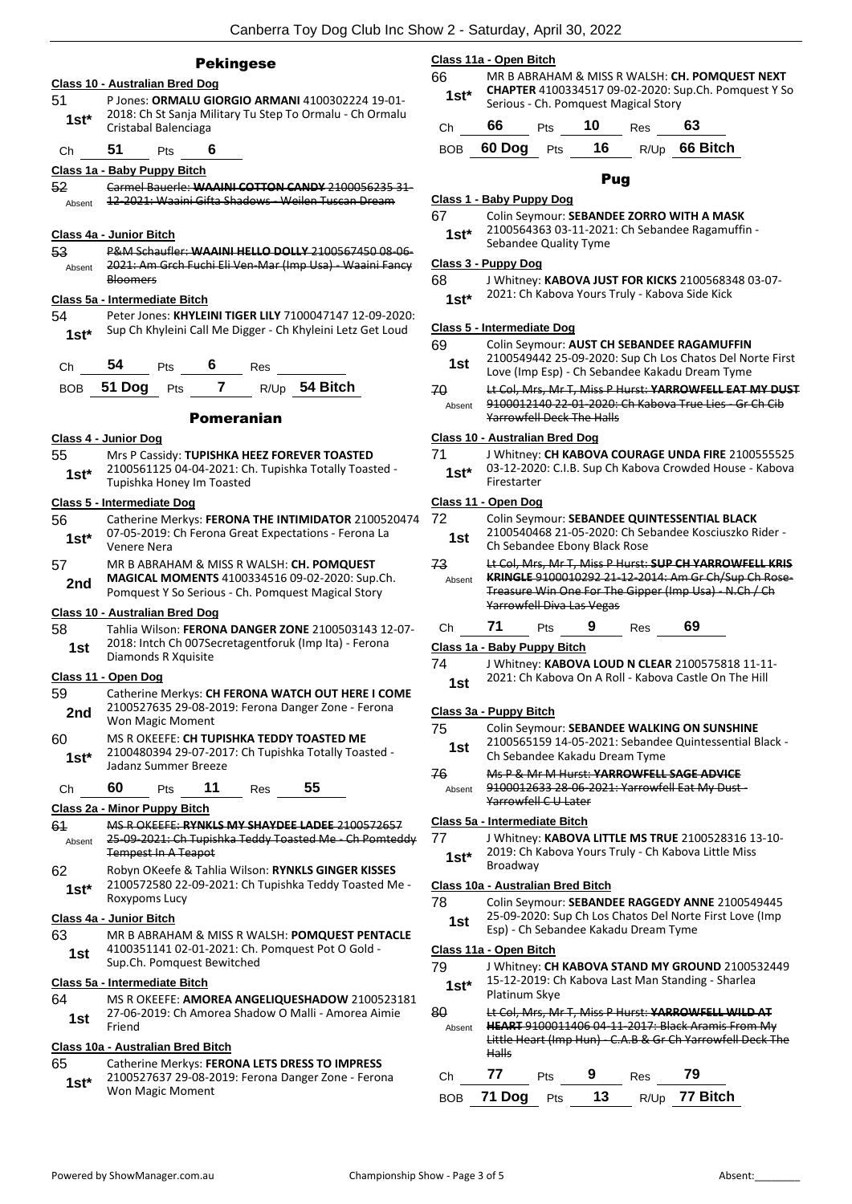## Pekingese

### Class 10 - Australian Bred Dog

51 — 1st* — P Jones: **ORMALU GIORGIO ARMANI** 4100302224 19-01-2018: Ch St Sanja Military Tu Step To Ormalu - Ch Ormalu Cristabal Balenciaga

Ch **51** Pts **6**

### Class 1a - Baby Puppy Bitch

52 — Absent — ~~Carmel Bauerle: **WAAINI COTTON CANDY** 2100056235 31-12-2021: Waaini Gifta Shadows - Weilen Tuscan Dream~~

### Class 4a - Junior Bitch

53 — Absent — ~~P&M Schaufler: **WAAINI HELLO DOLLY** 2100567450 08-06-2021: Am Grch Fuchi Eli Ven-Mar (Imp Usa) - Waaini Fancy Bloomers~~

### Class 5a - Intermediate Bitch

54 — 1st* — Peter Jones: **KHYLEINI TIGER LILY** 7100047147 12-09-2020: Sup Ch Khyleini Call Me Digger - Ch Khyleini Letz Get Loud

Ch **54** Pts **6** Res

BOB **51 Dog** Pts **7** R/Up **54 Bitch**

## Pomeranian

### Class 4 - Junior Dog

55 — 1st* — Mrs P Cassidy: **TUPISHKA HEEZ FOREVER TOASTED** 2100561125 04-04-2021: Ch. Tupishka Totally Toasted - Tupishka Honey Im Toasted

### Class 5 - Intermediate Dog

56 — 1st* — Catherine Merkys: **FERONA THE INTIMIDATOR** 2100520474 07-05-2019: Ch Ferona Great Expectations - Ferona La Venere Nera

57 — 2nd — MR B ABRAHAM & MISS R WALSH: **CH. POMQUEST MAGICAL MOMENTS** 4100334516 09-02-2020: Sup.Ch. Pomquest Y So Serious - Ch. Pomquest Magical Story

### Class 10 - Australian Bred Dog

58 — 1st — Tahlia Wilson: **FERONA DANGER ZONE** 2100503143 12-07-2018: Intch Ch 007Secretagentforuk (Imp Ita) - Ferona Diamonds R Xquisite

### Class 11 - Open Dog

59 — 2nd — Catherine Merkys: **CH FERONA WATCH OUT HERE I COME** 2100527635 29-08-2019: Ferona Danger Zone - Ferona Won Magic Moment

60 — 1st* — MS R OKEEFE: **CH TUPISHKA TEDDY TOASTED ME** 2100480394 29-07-2017: Ch Tupishka Totally Toasted - Jadanz Summer Breeze

Ch **60** Pts **11** Res **55**

### Class 2a - Minor Puppy Bitch

61 — Absent — ~~MS R OKEEFE: **RYNKLS MY SHAYDEE LADEE** 2100572657 25-09-2021: Ch Tupishka Teddy Toasted Me - Ch Pomteddy Tempest In A Teapot~~

62 — 1st* — Robyn OKeefe & Tahlia Wilson: **RYNKLS GINGER KISSES** 2100572580 22-09-2021: Ch Tupishka Teddy Toasted Me - Roxypoms Lucy

### Class 4a - Junior Bitch

63 — 1st — MR B ABRAHAM & MISS R WALSH: **POMQUEST PENTACLE** 4100351141 02-01-2021: Ch. Pomquest Pot O Gold - Sup.Ch. Pomquest Bewitched

### Class 5a - Intermediate Bitch

64 — 1st — MS R OKEEFE: **AMOREA ANGELIQUESHADOW** 2100523181 27-06-2019: Ch Amorea Shadow O Malli - Amorea Aimie Friend

### Class 10a - Australian Bred Bitch

65 — 1st* — Catherine Merkys: **FERONA LETS DRESS TO IMPRESS** 2100527637 29-08-2019: Ferona Danger Zone - Ferona Won Magic Moment

### Class 11a - Open Bitch

66 — 1st* — MR B ABRAHAM & MISS R WALSH: **CH. POMQUEST NEXT CHAPTER** 4100334517 09-02-2020: Sup.Ch. Pomquest Y So Serious - Ch. Pomquest Magical Story

Ch **66** Pts **10** Res **63**

BOB **60 Dog** Pts **16** R/Up **66 Bitch**

## Pug

### Class 1 - Baby Puppy Dog

67 — 1st* — Colin Seymour: **SEBANDEE ZORRO WITH A MASK** 2100564363 03-11-2021: Ch Sebandee Ragamuffin - Sebandee Quality Tyme

### Class 3 - Puppy Dog

68 — 1st* — J Whitney: **KABOVA JUST FOR KICKS** 2100568348 03-07-2021: Ch Kabova Yours Truly - Kabova Side Kick

### Class 5 - Intermediate Dog

69 — 1st — Colin Seymour: **AUST CH SEBANDEE RAGAMUFFIN** 2100549442 25-09-2020: Sup Ch Los Chatos Del Norte First Love (Imp Esp) - Ch Sebandee Kakadu Dream Tyme

70 — Absent — ~~Lt Col, Mrs, Mr T, Miss P Hurst: **YARROWFELL EAT MY DUST** 9100012140 22-01-2020: Ch Kabova True Lies - Gr Ch Cib Yarrowfell Deck The Halls~~

### Class 10 - Australian Bred Dog

71 — 1st* — J Whitney: **CH KABOVA COURAGE UNDA FIRE** 2100555525 03-12-2020: C.I.B. Sup Ch Kabova Crowded House - Kabova Firestarter

### Class 11 - Open Dog

72 — 1st — Colin Seymour: **SEBANDEE QUINTESSENTIAL BLACK** 2100540468 21-05-2020: Ch Sebandee Kosciuszko Rider - Ch Sebandee Ebony Black Rose

73 — Absent — ~~Lt Col, Mrs, Mr T, Miss P Hurst: **SUP CH YARROWFELL KRIS KRINGLE** 9100010292 21-12-2014: Am Gr Ch/Sup Ch Rose-Treasure Win One For The Gipper (Imp Usa) - N.Ch / Ch Yarrowfell Diva Las Vegas~~

Ch **71** Pts **9** Res **69**

### Class 1a - Baby Puppy Bitch

74 — 1st — J Whitney: **KABOVA LOUD N CLEAR** 2100575818 11-11-2021: Ch Kabova On A Roll - Kabova Castle On The Hill

### Class 3a - Puppy Bitch

75 — 1st — Colin Seymour: **SEBANDEE WALKING ON SUNSHINE** 2100565159 14-05-2021: Sebandee Quintessential Black - Ch Sebandee Kakadu Dream Tyme

76 — Absent — ~~Ms P & Mr M Hurst: **YARROWFELL SAGE ADVICE** 9100012633 28-06-2021: Yarrowfell Eat My Dust - Yarrowfell C U Later~~

### Class 5a - Intermediate Bitch

77 — 1st* — J Whitney: **KABOVA LITTLE MS TRUE** 2100528316 13-10-2019: Ch Kabova Yours Truly - Ch Kabova Little Miss Broadway

### Class 10a - Australian Bred Bitch

78 — 1st — Colin Seymour: **SEBANDEE RAGGEDY ANNE** 2100549445 25-09-2020: Sup Ch Los Chatos Del Norte First Love (Imp Esp) - Ch Sebandee Kakadu Dream Tyme

### Class 11a - Open Bitch

79 — 1st* — J Whitney: **CH KABOVA STAND MY GROUND** 2100532449 15-12-2019: Ch Kabova Last Man Standing - Sharlea Platinum Skye

80 — Absent — ~~Lt Col, Mrs, Mr T, Miss P Hurst: **YARROWFELL WILD AT HEART** 9100011406 04-11-2017: Black Aramis From My Little Heart (Imp Hun) - C.A.B & Gr Ch Yarrowfell Deck The Halls~~

Ch **77** Pts **9** Res **79**

BOB **71 Dog** Pts **13** R/Up **77 Bitch**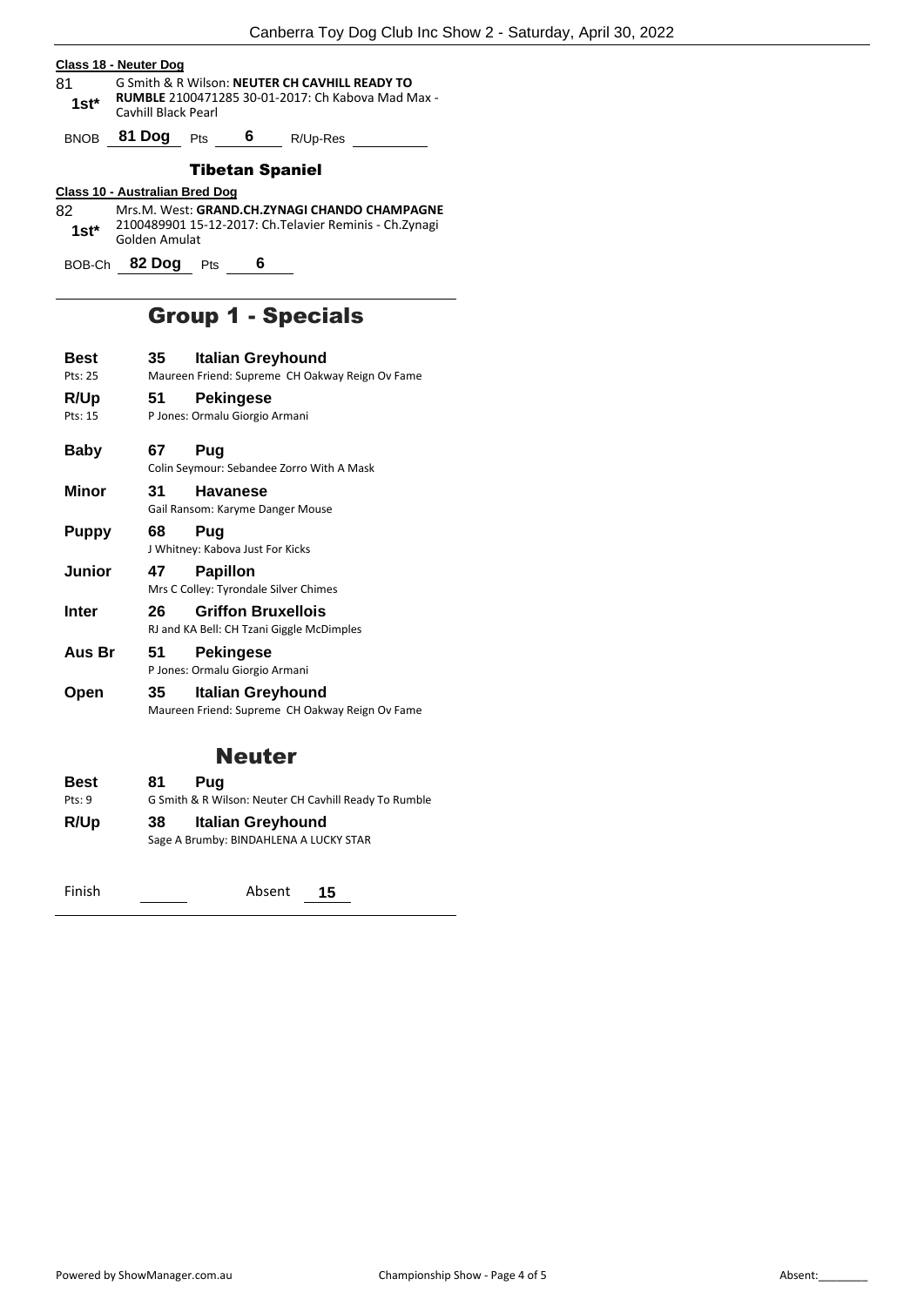**Class 18 - Neuter Dog**

81 **1st*** G Smith & R Wilson: **NEUTER CH CAVHILL READY TO RUMBLE** 2100471285 30-01-2017: Ch Kabova Mad Max - Cavhill Black Pearl

BNOB **81 Dog** Pts **6** R/Up-Res

### Tibetan Spaniel

**Class 10 - Australian Bred Dog**

82 **1st*** Mrs.M. West: **GRAND.CH.ZYNAGI CHANDO CHAMPAGNE** 2100489901 15-12-2017: Ch.Telavier Reminis - Ch.Zynagi Golden Amulat

BOB-Ch **82 Dog** Pts **6**

## Group 1 - Specials

| | | |
|---|---|---|
| **Best** Pts: 25 | **35** | **Italian Greyhound** Maureen Friend: Supreme CH Oakway Reign Ov Fame |
| **R/Up** Pts: 15 | **51** | **Pekingese** P Jones: Ormalu Giorgio Armani |
| **Baby** | **67** | **Pug** Colin Seymour: Sebandee Zorro With A Mask |
| **Minor** | **31** | **Havanese** Gail Ransom: Karyme Danger Mouse |
| **Puppy** | **68** | **Pug** J Whitney: Kabova Just For Kicks |
| **Junior** | **47** | **Papillon** Mrs C Colley: Tyrondale Silver Chimes |
| **Inter** | **26** | **Griffon Bruxellois** RJ and KA Bell: CH Tzani Giggle McDimples |
| **Aus Br** | **51** | **Pekingese** P Jones: Ormalu Giorgio Armani |
| **Open** | **35** | **Italian Greyhound** Maureen Friend: Supreme CH Oakway Reign Ov Fame |

## Neuter

| | | |
|---|---|---|
| **Best** Pts: 9 | **81** | **Pug** G Smith & R Wilson: Neuter CH Cavhill Ready To Rumble |
| **R/Up** | **38** | **Italian Greyhound** Sage A Brumby: BINDAHLENA A LUCKY STAR |

Finish ______ Absent **15**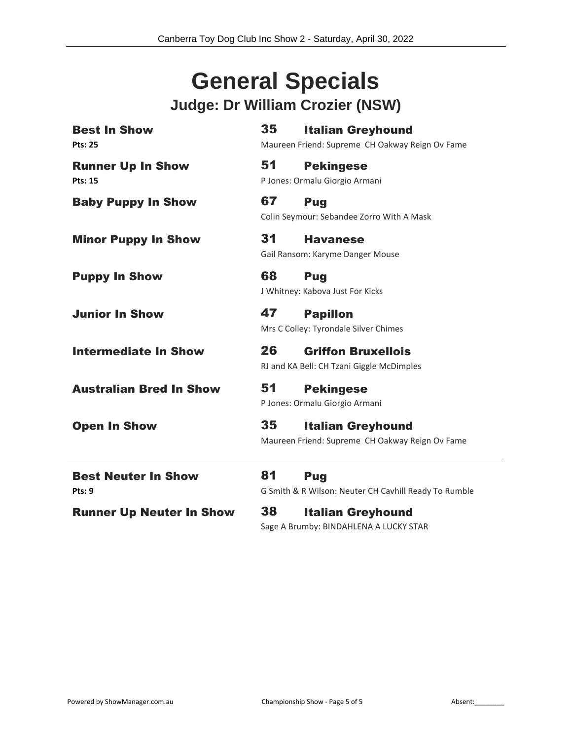# General Specials

## Judge: Dr William Crozier (NSW)

**Best In Show** — **35 Italian Greyhound**
Pts: 25
Maureen Friend: Supreme CH Oakway Reign Ov Fame

**Runner Up In Show** — **51 Pekingese**
Pts: 15
P Jones: Ormalu Giorgio Armani

**Baby Puppy In Show** — **67 Pug**
Colin Seymour: Sebandee Zorro With A Mask

**Minor Puppy In Show** — **31 Havanese**
Gail Ransom: Karyme Danger Mouse

**Puppy In Show** — **68 Pug**
J Whitney: Kabova Just For Kicks

**Junior In Show** — **47 Papillon**
Mrs C Colley: Tyrondale Silver Chimes

**Intermediate In Show** — **26 Griffon Bruxellois**
RJ and KA Bell: CH Tzani Giggle McDimples

**Australian Bred In Show** — **51 Pekingese**
P Jones: Ormalu Giorgio Armani

**Open In Show** — **35 Italian Greyhound**
Maureen Friend: Supreme CH Oakway Reign Ov Fame

---

**Best Neuter In Show** — **81 Pug**
Pts: 9
G Smith & R Wilson: Neuter CH Cavhill Ready To Rumble

**Runner Up Neuter In Show** — **38 Italian Greyhound**
Sage A Brumby: BINDAHLENA A LUCKY STAR